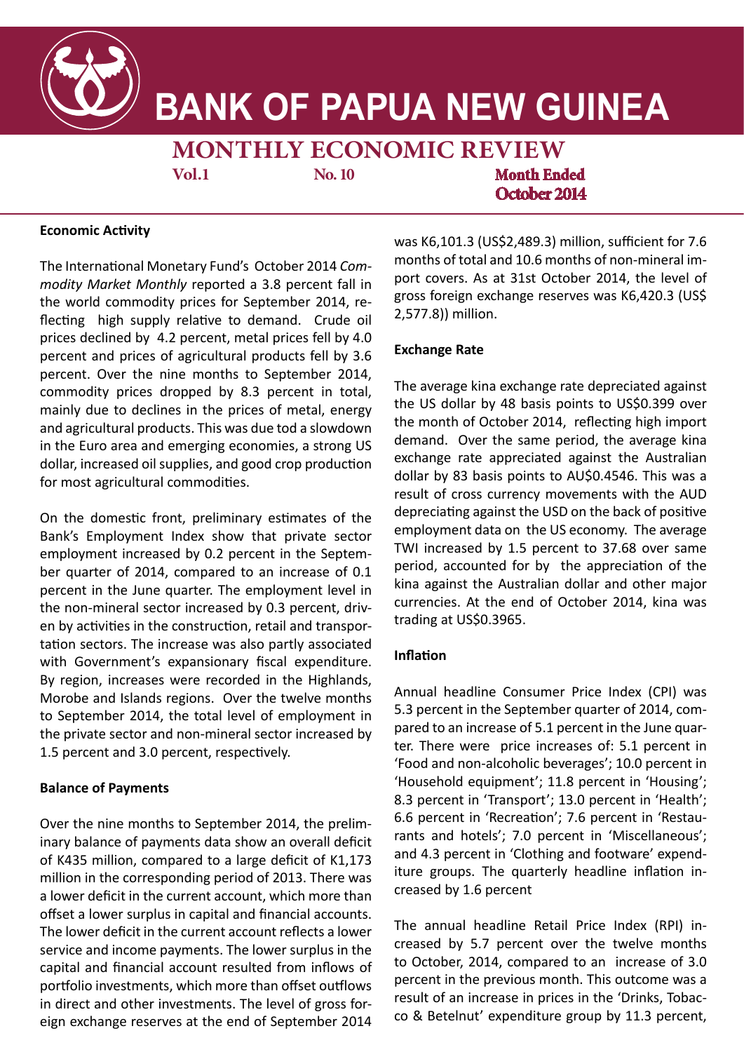# BANK OF PAPUA NEW GUINEA

## MONTHLY ECONOMIC REVIEW

**Vol.1** **No. 10** **Month Ended October 2014**

### Economic Activity

The International Monetary Fund's October 2014 *Commodity Market Monthly* reported a 3.8 percent fall in the world commodity prices for September 2014, reflecting high supply relative to demand. Crude oil prices declined by 4.2 percent, metal prices fell by 4.0 percent and prices of agricultural products fell by 3.6 percent. Over the nine months to September 2014, commodity prices dropped by 8.3 percent in total, mainly due to declines in the prices of metal, energy and agricultural products. This was due tod a slowdown in the Euro area and emerging economies, a strong US dollar, increased oil supplies, and good crop production for most agricultural commodities.

On the domestic front, preliminary estimates of the Bank's Employment Index show that private sector employment increased by 0.2 percent in the September quarter of 2014, compared to an increase of 0.1 percent in the June quarter. The employment level in the non-mineral sector increased by 0.3 percent, driven by activities in the construction, retail and transportation sectors. The increase was also partly associated with Government's expansionary fiscal expenditure. By region, increases were recorded in the Highlands, Morobe and Islands regions. Over the twelve months to September 2014, the total level of employment in the private sector and non-mineral sector increased by 1.5 percent and 3.0 percent, respectively.

### Balance of Payments

Over the nine months to September 2014, the preliminary balance of payments data show an overall deficit of K435 million, compared to a large deficit of K1,173 million in the corresponding period of 2013. There was a lower deficit in the current account, which more than offset a lower surplus in capital and financial accounts. The lower deficit in the current account reflects a lower service and income payments. The lower surplus in the capital and financial account resulted from inflows of portfolio investments, which more than offset outflows in direct and other investments. The level of gross foreign exchange reserves at the end of September 2014 was K6,101.3 (US$2,489.3) million, sufficient for 7.6 months of total and 10.6 months of non-mineral import covers. As at 31st October 2014, the level of gross foreign exchange reserves was K6,420.3 (US$ 2,577.8)) million.

### Exchange Rate

The average kina exchange rate depreciated against the US dollar by 48 basis points to US$0.399 over the month of October 2014, reflecting high import demand. Over the same period, the average kina exchange rate appreciated against the Australian dollar by 83 basis points to AU$0.4546. This was a result of cross currency movements with the AUD depreciating against the USD on the back of positive employment data on the US economy. The average TWI increased by 1.5 percent to 37.68 over same period, accounted for by the appreciation of the kina against the Australian dollar and other major currencies. At the end of October 2014, kina was trading at US$0.3965.

### Inflation

Annual headline Consumer Price Index (CPI) was 5.3 percent in the September quarter of 2014, compared to an increase of 5.1 percent in the June quarter. There were price increases of: 5.1 percent in 'Food and non-alcoholic beverages'; 10.0 percent in 'Household equipment'; 11.8 percent in 'Housing'; 8.3 percent in 'Transport'; 13.0 percent in 'Health'; 6.6 percent in 'Recreation'; 7.6 percent in 'Restaurants and hotels'; 7.0 percent in 'Miscellaneous'; and 4.3 percent in 'Clothing and footware' expenditure groups. The quarterly headline inflation increased by 1.6 percent

The annual headline Retail Price Index (RPI) increased by 5.7 percent over the twelve months to October, 2014, compared to an increase of 3.0 percent in the previous month. This outcome was a result of an increase in prices in the 'Drinks, Tobacco & Betelnut' expenditure group by 11.3 percent,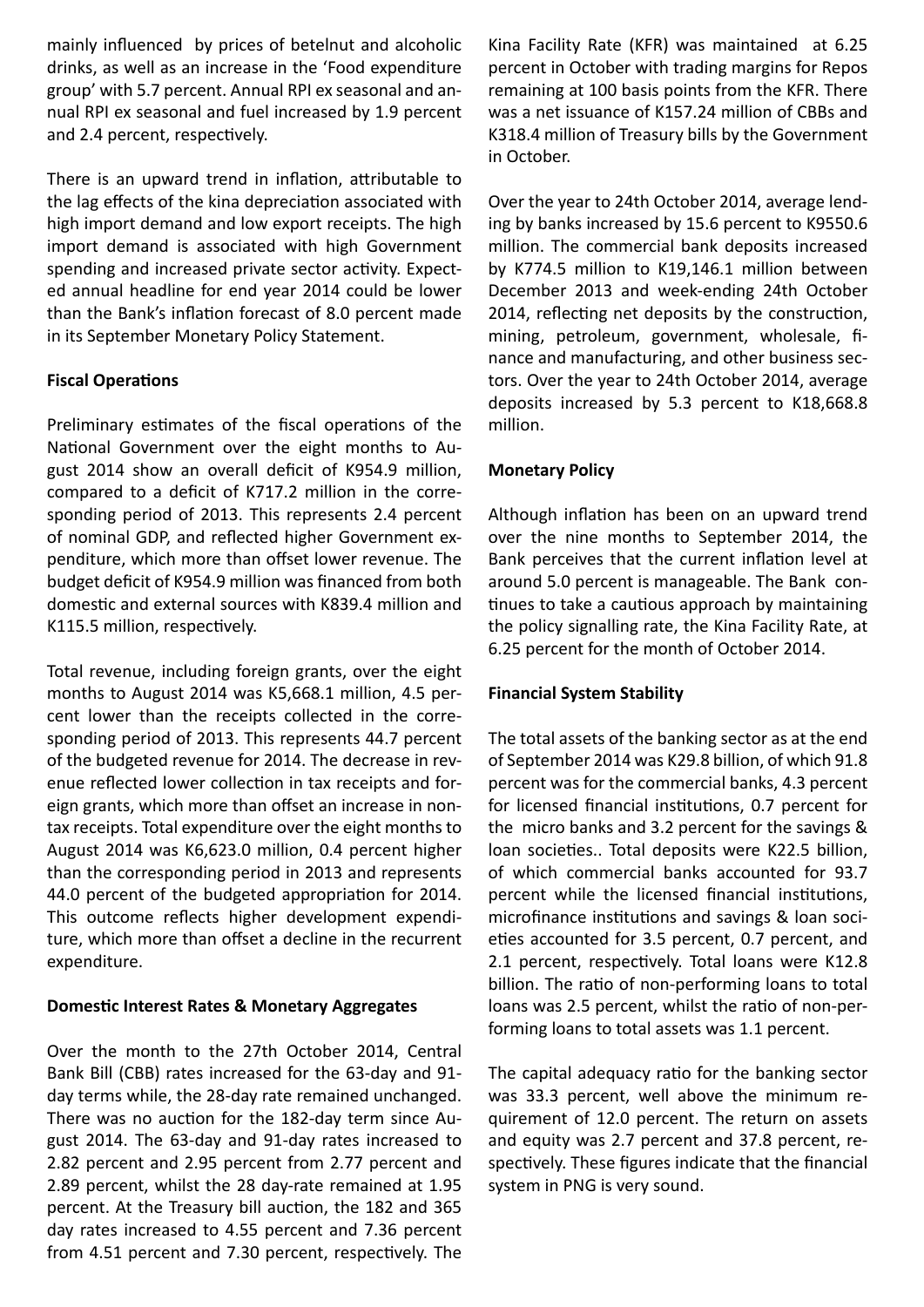mainly influenced by prices of betelnut and alcoholic drinks, as well as an increase in the 'Food expenditure group' with 5.7 percent. Annual RPI ex seasonal and annual RPI ex seasonal and fuel increased by 1.9 percent and 2.4 percent, respectively.

There is an upward trend in inflation, attributable to the lag effects of the kina depreciation associated with high import demand and low export receipts. The high import demand is associated with high Government spending and increased private sector activity. Expected annual headline for end year 2014 could be lower than the Bank's inflation forecast of 8.0 percent made in its September Monetary Policy Statement.

**Fiscal Operations**

Preliminary estimates of the fiscal operations of the National Government over the eight months to August 2014 show an overall deficit of K954.9 million, compared to a deficit of K717.2 million in the corresponding period of 2013. This represents 2.4 percent of nominal GDP, and reflected higher Government expenditure, which more than offset lower revenue. The budget deficit of K954.9 million was financed from both domestic and external sources with K839.4 million and K115.5 million, respectively.

Total revenue, including foreign grants, over the eight months to August 2014 was K5,668.1 million, 4.5 percent lower than the receipts collected in the corresponding period of 2013. This represents 44.7 percent of the budgeted revenue for 2014. The decrease in revenue reflected lower collection in tax receipts and foreign grants, which more than offset an increase in non-tax receipts. Total expenditure over the eight months to August 2014 was K6,623.0 million, 0.4 percent higher than the corresponding period in 2013 and represents 44.0 percent of the budgeted appropriation for 2014. This outcome reflects higher development expenditure, which more than offset a decline in the recurrent expenditure.

**Domestic Interest Rates & Monetary Aggregates**

Over the month to the 27th October 2014, Central Bank Bill (CBB) rates increased for the 63-day and 91-day terms while, the 28-day rate remained unchanged. There was no auction for the 182-day term since August 2014. The 63-day and 91-day rates increased to 2.82 percent and 2.95 percent from 2.77 percent and 2.89 percent, whilst the 28 day-rate remained at 1.95 percent. At the Treasury bill auction, the 182 and 365 day rates increased to 4.55 percent and 7.36 percent from 4.51 percent and 7.30 percent, respectively. The Kina Facility Rate (KFR) was maintained at 6.25 percent in October with trading margins for Repos remaining at 100 basis points from the KFR. There was a net issuance of K157.24 million of CBBs and K318.4 million of Treasury bills by the Government in October.

Over the year to 24th October 2014, average lending by banks increased by 15.6 percent to K9550.6 million. The commercial bank deposits increased by K774.5 million to K19,146.1 million between December 2013 and week-ending 24th October 2014, reflecting net deposits by the construction, mining, petroleum, government, wholesale, finance and manufacturing, and other business sectors. Over the year to 24th October 2014, average deposits increased by 5.3 percent to K18,668.8 million.

**Monetary Policy**

Although inflation has been on an upward trend over the nine months to September 2014, the Bank perceives that the current inflation level at around 5.0 percent is manageable. The Bank continues to take a cautious approach by maintaining the policy signalling rate, the Kina Facility Rate, at 6.25 percent for the month of October 2014.

**Financial System Stability**

The total assets of the banking sector as at the end of September 2014 was K29.8 billion, of which 91.8 percent was for the commercial banks, 4.3 percent for licensed financial institutions, 0.7 percent for the micro banks and 3.2 percent for the savings & loan societies.. Total deposits were K22.5 billion, of which commercial banks accounted for 93.7 percent while the licensed financial institutions, microfinance institutions and savings & loan societies accounted for 3.5 percent, 0.7 percent, and 2.1 percent, respectively. Total loans were K12.8 billion. The ratio of non-performing loans to total loans was 2.5 percent, whilst the ratio of non-performing loans to total assets was 1.1 percent.

The capital adequacy ratio for the banking sector was 33.3 percent, well above the minimum requirement of 12.0 percent. The return on assets and equity was 2.7 percent and 37.8 percent, respectively. These figures indicate that the financial system in PNG is very sound.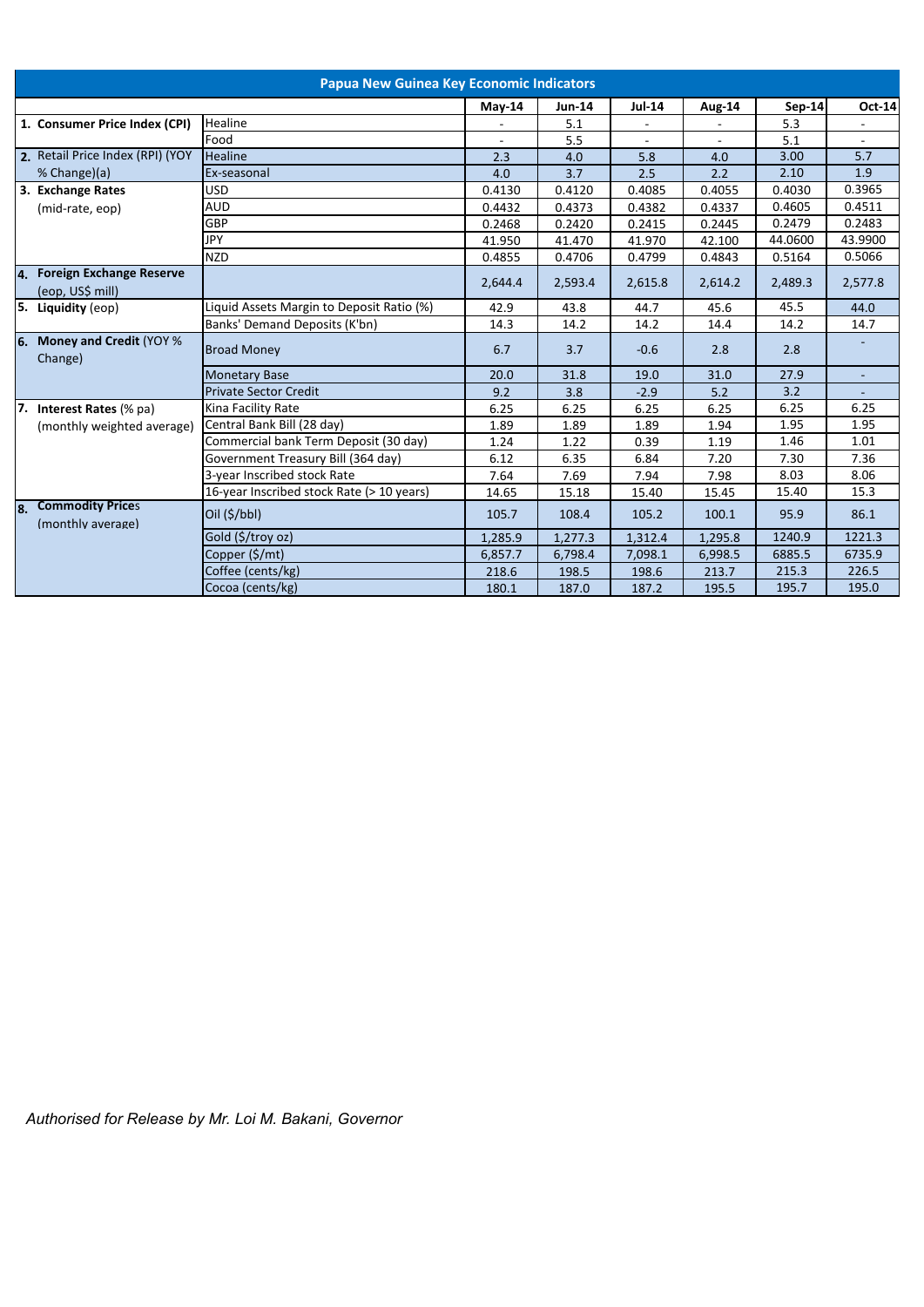| Papua New Guinea Key Economic Indicators | | | | | | | |
|---|---|---|---|---|---|---|---|
| | | May-14 | Jun-14 | Jul-14 | Aug-14 | Sep-14 | Oct-14 |
| 1. **Consumer Price Index (CPI)** | Healine | - | 5.1 | - | - | 5.3 | - |
| | Food | - | 5.5 | - | - | 5.1 | - |
| 2. Retail Price Index (RPI) (YOY % Change)(a) | Healine | 2.3 | 4.0 | 5.8 | 4.0 | 3.00 | 5.7 |
| | Ex-seasonal | 4.0 | 3.7 | 2.5 | 2.2 | 2.10 | 1.9 |
| 3. **Exchange Rates** (mid-rate, eop) | USD | 0.4130 | 0.4120 | 0.4085 | 0.4055 | 0.4030 | 0.3965 |
| | AUD | 0.4432 | 0.4373 | 0.4382 | 0.4337 | 0.4605 | 0.4511 |
| | GBP | 0.2468 | 0.2420 | 0.2415 | 0.2445 | 0.2479 | 0.2483 |
| | JPY | 41.950 | 41.470 | 41.970 | 42.100 | 44.0600 | 43.9900 |
| | NZD | 0.4855 | 0.4706 | 0.4799 | 0.4843 | 0.5164 | 0.5066 |
| 4. **Foreign Exchange Reserve** (eop, US$ mill) | | 2,644.4 | 2,593.4 | 2,615.8 | 2,614.2 | 2,489.3 | 2,577.8 |
| 5. **Liquidity** (eop) | Liquid Assets Margin to Deposit Ratio (%) | 42.9 | 43.8 | 44.7 | 45.6 | 45.5 | 44.0 |
| | Banks' Demand Deposits (K'bn) | 14.3 | 14.2 | 14.2 | 14.4 | 14.2 | 14.7 |
| 6. **Money and Credit** (YOY % Change) | Broad Money | 6.7 | 3.7 | -0.6 | 2.8 | 2.8 | - |
| | Monetary Base | 20.0 | 31.8 | 19.0 | 31.0 | 27.9 | - |
| | Private Sector Credit | 9.2 | 3.8 | -2.9 | 5.2 | 3.2 | - |
| 7. **Interest Rates** (% pa) (monthly weighted average) | Kina Facility Rate | 6.25 | 6.25 | 6.25 | 6.25 | 6.25 | 6.25 |
| | Central Bank Bill (28 day) | 1.89 | 1.89 | 1.89 | 1.94 | 1.95 | 1.95 |
| | Commercial bank Term Deposit (30 day) | 1.24 | 1.22 | 0.39 | 1.19 | 1.46 | 1.01 |
| | Government Treasury Bill (364 day) | 6.12 | 6.35 | 6.84 | 7.20 | 7.30 | 7.36 |
| | 3-year Inscribed stock Rate | 7.64 | 7.69 | 7.94 | 7.98 | 8.03 | 8.06 |
| | 16-year Inscribed stock Rate (> 10 years) | 14.65 | 15.18 | 15.40 | 15.45 | 15.40 | 15.3 |
| 8. **Commodity Prices** (monthly average) | Oil ($/bbl) | 105.7 | 108.4 | 105.2 | 100.1 | 95.9 | 86.1 |
| | Gold ($/troy oz) | 1,285.9 | 1,277.3 | 1,312.4 | 1,295.8 | 1240.9 | 1221.3 |
| | Copper ($/mt) | 6,857.7 | 6,798.4 | 7,098.1 | 6,998.5 | 6885.5 | 6735.9 |
| | Coffee (cents/kg) | 218.6 | 198.5 | 198.6 | 213.7 | 215.3 | 226.5 |
| | Cocoa (cents/kg) | 180.1 | 187.0 | 187.2 | 195.5 | 195.7 | 195.0 |

*Authorised for Release by Mr. Loi M. Bakani, Governor*